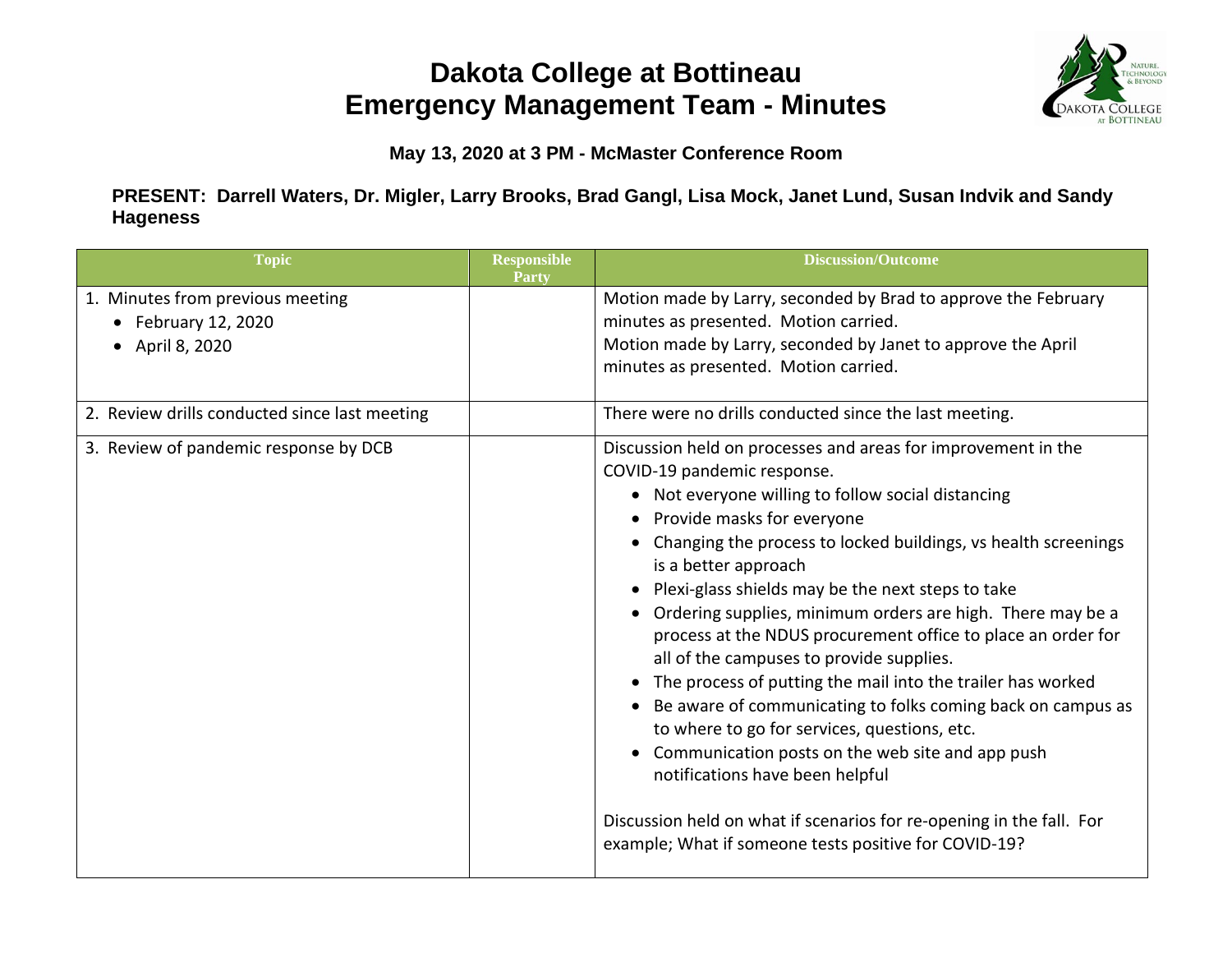# Dakota College at Bottineau
# Emergency Management Team - Minutes

**May 13, 2020 at 3 PM - McMaster Conference Room**

**PRESENT: Darrell Waters, Dr. Migler, Larry Brooks, Brad Gangl, Lisa Mock, Janet Lund, Susan Indvik and Sandy Hageness**

| Topic | Responsible Party | Discussion/Outcome |
|---|---|---|
| 1. Minutes from previous meeting<br>• February 12, 2020<br>• April 8, 2020 | | Motion made by Larry, seconded by Brad to approve the February minutes as presented. Motion carried.<br>Motion made by Larry, seconded by Janet to approve the April minutes as presented. Motion carried. |
| 2. Review drills conducted since last meeting | | There were no drills conducted since the last meeting. |
| 3. Review of pandemic response by DCB | | Discussion held on processes and areas for improvement in the COVID-19 pandemic response.<br>• Not everyone willing to follow social distancing<br>• Provide masks for everyone<br>• Changing the process to locked buildings, vs health screenings is a better approach<br>• Plexi-glass shields may be the next steps to take<br>• Ordering supplies, minimum orders are high. There may be a process at the NDUS procurement office to place an order for all of the campuses to provide supplies.<br>• The process of putting the mail into the trailer has worked<br>• Be aware of communicating to folks coming back on campus as to where to go for services, questions, etc.<br>• Communication posts on the web site and app push notifications have been helpful<br><br>Discussion held on what if scenarios for re-opening in the fall. For example; What if someone tests positive for COVID-19? |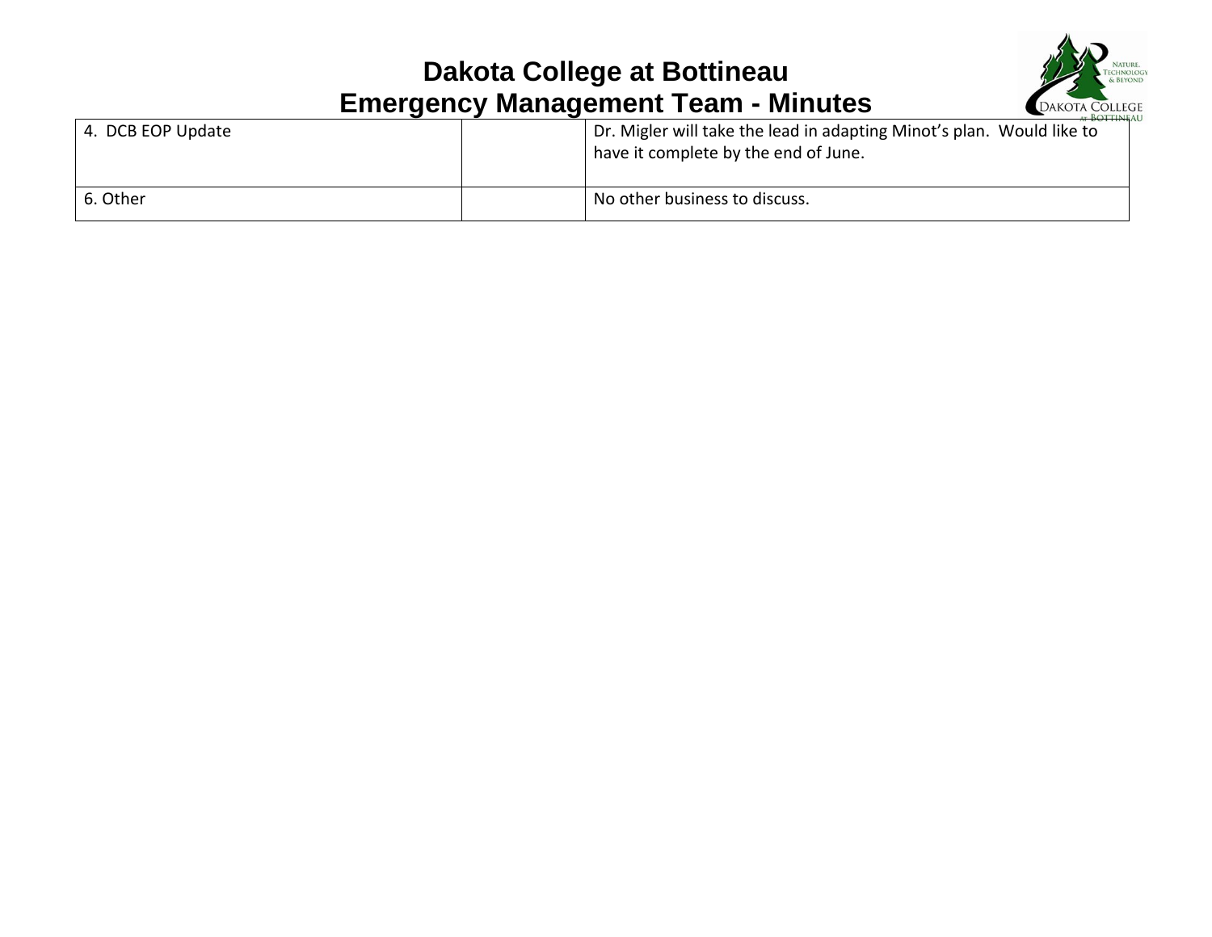| | | |
|---|---|---|
| 4. DCB EOP Update | | Dr. Migler will take the lead in adapting Minot's plan. Would like to have it complete by the end of June. |
| 6. Other | | No other business to discuss. |